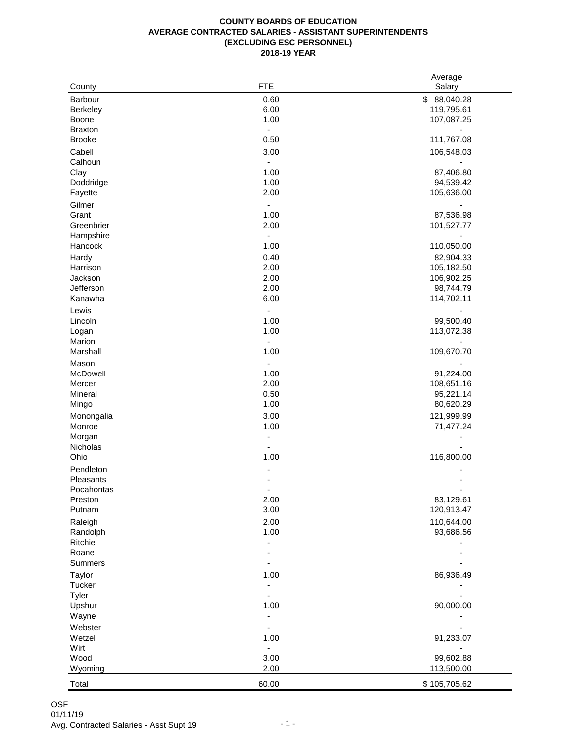**COUNTY BOARDS OF EDUCATION**
**AVERAGE CONTRACTED SALARIES - ASSISTANT SUPERINTENDENTS**
**(EXCLUDING ESC PERSONNEL)**
**2018-19 YEAR**

| County | FTE | Average Salary |
|---|---|---|
| Barbour | 0.60 | $ 88,040.28 |
| Berkeley | 6.00 | 119,795.61 |
| Boone | 1.00 | 107,087.25 |
| Braxton | - | - |
| Brooke | 0.50 | 111,767.08 |
| Cabell | 3.00 | 106,548.03 |
| Calhoun | - | - |
| Clay | 1.00 | 87,406.80 |
| Doddridge | 1.00 | 94,539.42 |
| Fayette | 2.00 | 105,636.00 |
| Gilmer | - | - |
| Grant | 1.00 | 87,536.98 |
| Greenbrier | 2.00 | 101,527.77 |
| Hampshire | - | - |
| Hancock | 1.00 | 110,050.00 |
| Hardy | 0.40 | 82,904.33 |
| Harrison | 2.00 | 105,182.50 |
| Jackson | 2.00 | 106,902.25 |
| Jefferson | 2.00 | 98,744.79 |
| Kanawha | 6.00 | 114,702.11 |
| Lewis | - | - |
| Lincoln | 1.00 | 99,500.40 |
| Logan | 1.00 | 113,072.38 |
| Marion | - | - |
| Marshall | 1.00 | 109,670.70 |
| Mason | - | - |
| McDowell | 1.00 | 91,224.00 |
| Mercer | 2.00 | 108,651.16 |
| Mineral | 0.50 | 95,221.14 |
| Mingo | 1.00 | 80,620.29 |
| Monongalia | 3.00 | 121,999.99 |
| Monroe | 1.00 | 71,477.24 |
| Morgan | - | - |
| Nicholas | - | - |
| Ohio | 1.00 | 116,800.00 |
| Pendleton | - | - |
| Pleasants | - | - |
| Pocahontas | - | - |
| Preston | 2.00 | 83,129.61 |
| Putnam | 3.00 | 120,913.47 |
| Raleigh | 2.00 | 110,644.00 |
| Randolph | 1.00 | 93,686.56 |
| Ritchie | - | - |
| Roane | - | - |
| Summers | - | - |
| Taylor | 1.00 | 86,936.49 |
| Tucker | - | - |
| Tyler | - | - |
| Upshur | 1.00 | 90,000.00 |
| Wayne | - | - |
| Webster | - | - |
| Wetzel | 1.00 | 91,233.07 |
| Wirt | - | - |
| Wood | 3.00 | 99,602.88 |
| Wyoming | 2.00 | 113,500.00 |
| Total | 60.00 | $ 105,705.62 |

OSF
01/11/19
Avg. Contracted Salaries - Asst Supt 19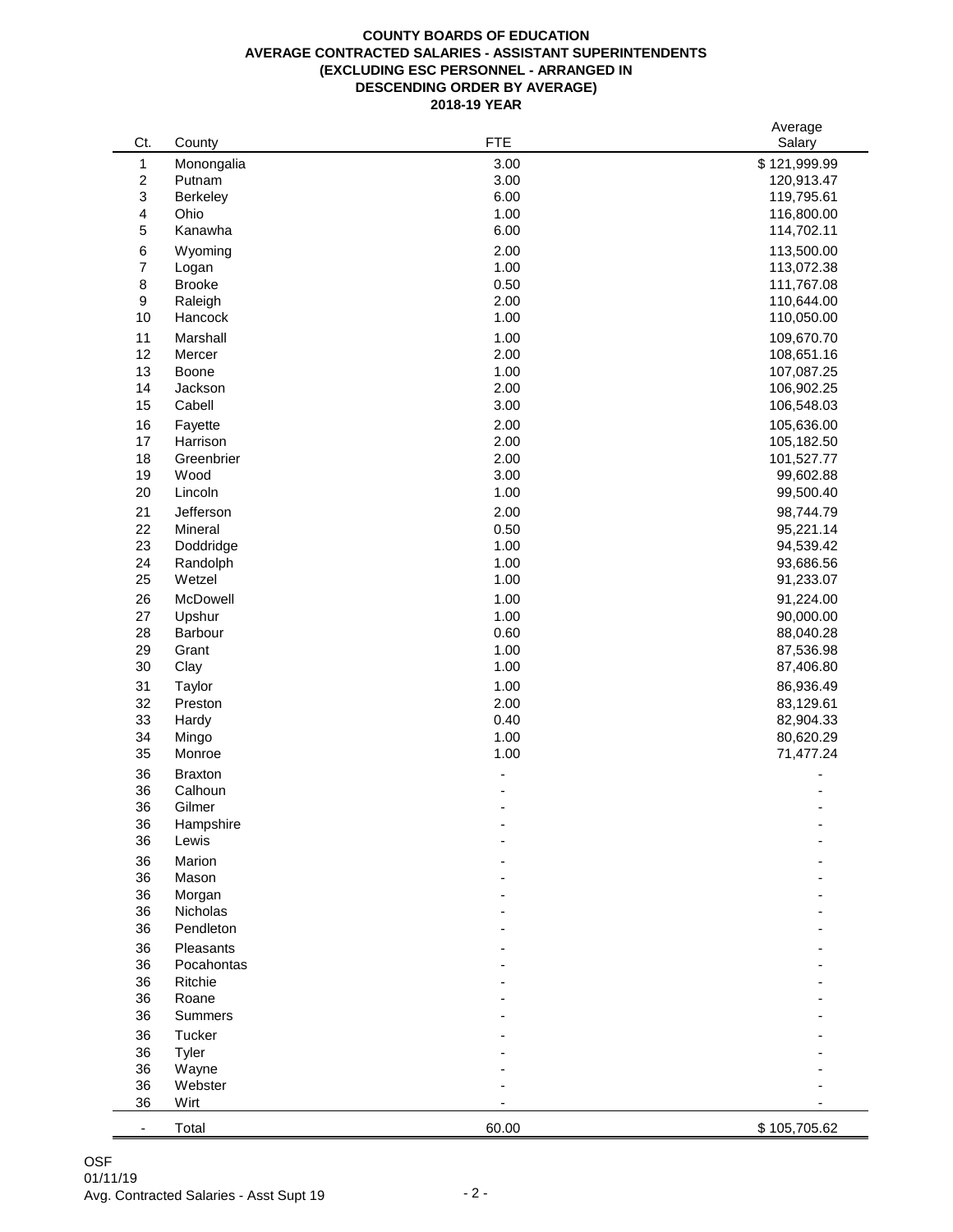**COUNTY BOARDS OF EDUCATION**
**AVERAGE CONTRACTED SALARIES - ASSISTANT SUPERINTENDENTS**
**(EXCLUDING ESC PERSONNEL - ARRANGED IN**
**DESCENDING ORDER BY AVERAGE)**
**2018-19 YEAR**

| Ct. | County | FTE | Average Salary |
|---|---|---|---|
| 1 | Monongalia | 3.00 | $ 121,999.99 |
| 2 | Putnam | 3.00 | 120,913.47 |
| 3 | Berkeley | 6.00 | 119,795.61 |
| 4 | Ohio | 1.00 | 116,800.00 |
| 5 | Kanawha | 6.00 | 114,702.11 |
| 6 | Wyoming | 2.00 | 113,500.00 |
| 7 | Logan | 1.00 | 113,072.38 |
| 8 | Brooke | 0.50 | 111,767.08 |
| 9 | Raleigh | 2.00 | 110,644.00 |
| 10 | Hancock | 1.00 | 110,050.00 |
| 11 | Marshall | 1.00 | 109,670.70 |
| 12 | Mercer | 2.00 | 108,651.16 |
| 13 | Boone | 1.00 | 107,087.25 |
| 14 | Jackson | 2.00 | 106,902.25 |
| 15 | Cabell | 3.00 | 106,548.03 |
| 16 | Fayette | 2.00 | 105,636.00 |
| 17 | Harrison | 2.00 | 105,182.50 |
| 18 | Greenbrier | 2.00 | 101,527.77 |
| 19 | Wood | 3.00 | 99,602.88 |
| 20 | Lincoln | 1.00 | 99,500.40 |
| 21 | Jefferson | 2.00 | 98,744.79 |
| 22 | Mineral | 0.50 | 95,221.14 |
| 23 | Doddridge | 1.00 | 94,539.42 |
| 24 | Randolph | 1.00 | 93,686.56 |
| 25 | Wetzel | 1.00 | 91,233.07 |
| 26 | McDowell | 1.00 | 91,224.00 |
| 27 | Upshur | 1.00 | 90,000.00 |
| 28 | Barbour | 0.60 | 88,040.28 |
| 29 | Grant | 1.00 | 87,536.98 |
| 30 | Clay | 1.00 | 87,406.80 |
| 31 | Taylor | 1.00 | 86,936.49 |
| 32 | Preston | 2.00 | 83,129.61 |
| 33 | Hardy | 0.40 | 82,904.33 |
| 34 | Mingo | 1.00 | 80,620.29 |
| 35 | Monroe | 1.00 | 71,477.24 |
| 36 | Braxton | - | - |
| 36 | Calhoun | - | - |
| 36 | Gilmer | - | - |
| 36 | Hampshire | - | - |
| 36 | Lewis | - | - |
| 36 | Marion | - | - |
| 36 | Mason | - | - |
| 36 | Morgan | - | - |
| 36 | Nicholas | - | - |
| 36 | Pendleton | - | - |
| 36 | Pleasants | - | - |
| 36 | Pocahontas | - | - |
| 36 | Ritchie | - | - |
| 36 | Roane | - | - |
| 36 | Summers | - | - |
| 36 | Tucker | - | - |
| 36 | Tyler | - | - |
| 36 | Wayne | - | - |
| 36 | Webster | - | - |
| 36 | Wirt | - | - |
| - | Total | 60.00 | $ 105,705.62 |

OSF
01/11/19
Avg. Contracted Salaries - Asst Supt 19